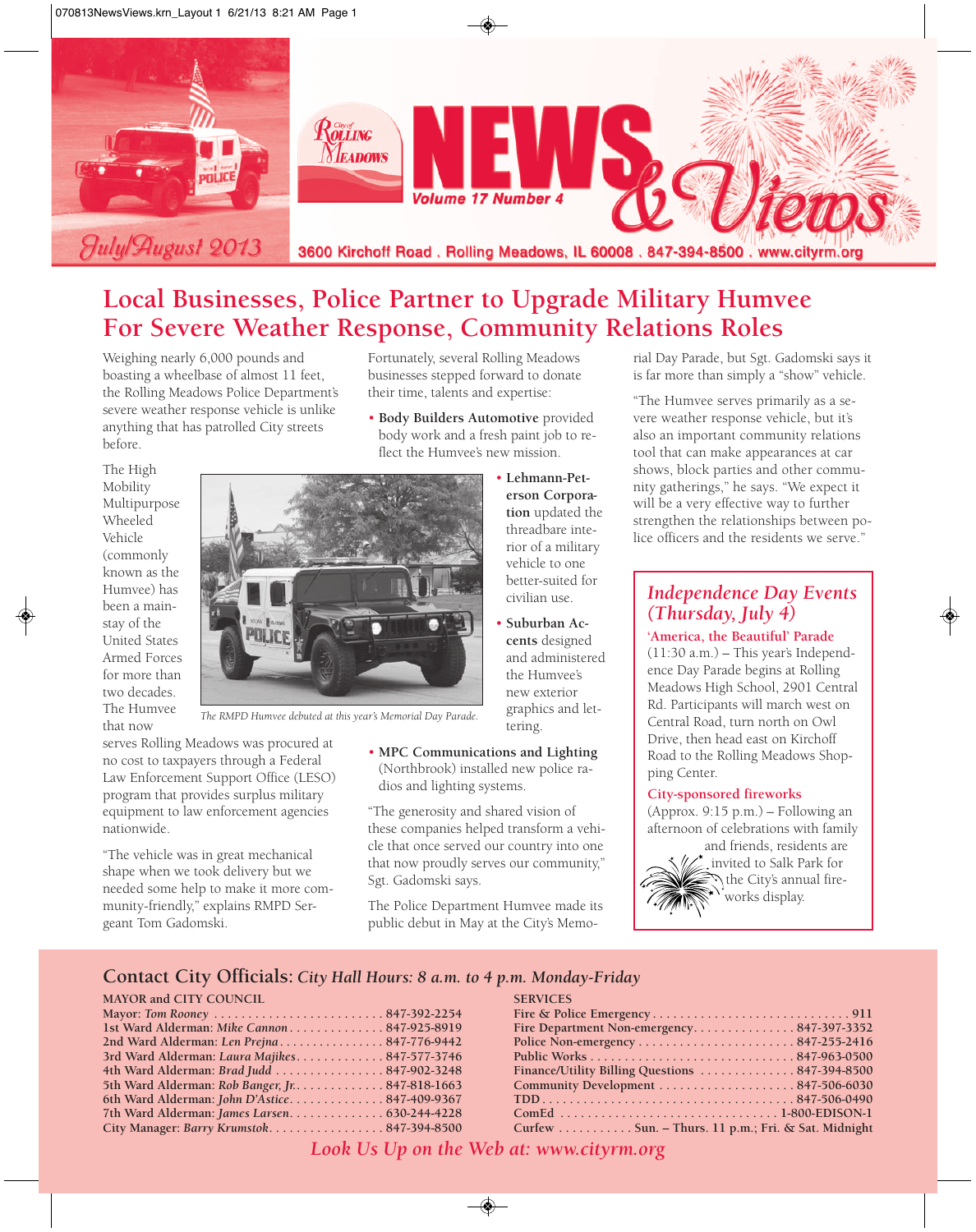# News & Views

**July/August 2013** — Volume 17 Number 4

3600 Kirchoff Road . Rolling Meadows, IL 60008 . 847-394-8500 . www.cityrm.org

## Local Businesses, Police Partner to Upgrade Military Humvee For Severe Weather Response, Community Relations Roles

Weighing nearly 6,000 pounds and boasting a wheelbase of almost 11 feet, the Rolling Meadows Police Department's severe weather response vehicle is unlike anything that has patrolled City streets before.

The High Mobility Multipurpose Wheeled Vehicle (commonly known as the Humvee) has been a mainstay of the United States Armed Forces for more than two decades. The Humvee that now serves Rolling Meadows was procured at no cost to taxpayers through a Federal Law Enforcement Support Office (LESO) program that provides surplus military equipment to law enforcement agencies nationwide.

"The vehicle was in great mechanical shape when we took delivery but we needed some help to make it more community-friendly," explains RMPD Sergeant Tom Gadomski.

Fortunately, several Rolling Meadows businesses stepped forward to donate their time, talents and expertise:

- **Body Builders Automotive** provided body work and a fresh paint job to reflect the Humvee's new mission.
- **Lehmann-Peterson Corporation** updated the threadbare interior of a military vehicle to one better-suited for civilian use.
- **Suburban Accents** designed and administered the Humvee's new exterior graphics and lettering.
- **MPC Communications and Lighting** (Northbrook) installed new police radios and lighting systems.

*The RMPD Humvee debuted at this year's Memorial Day Parade.*

"The generosity and shared vision of these companies helped transform a vehicle that once served our country into one that now proudly serves our community," Sgt. Gadomski says.

The Police Department Humvee made its public debut in May at the City's Memorial Day Parade, but Sgt. Gadomski says it is far more than simply a "show" vehicle.

"The Humvee serves primarily as a severe weather response vehicle, but it's also an important community relations tool that can make appearances at car shows, block parties and other community gatherings," he says. "We expect it will be a very effective way to further strengthen the relationships between police officers and the residents we serve."

### *Independence Day Events (Thursday, July 4)*

**'America, the Beautiful' Parade**
(11:30 a.m.) – This year's Independence Day Parade begins at Rolling Meadows High School, 2901 Central Rd. Participants will march west on Central Road, turn north on Owl Drive, then head east on Kirchoff Road to the Rolling Meadows Shopping Center.

**City-sponsored fireworks**
(Approx. 9:15 p.m.) – Following an afternoon of celebrations with family and friends, residents are invited to Salk Park for the City's annual fireworks display.

## Contact City Officials: *City Hall Hours: 8 a.m. to 4 p.m. Monday-Friday*

**MAYOR and CITY COUNCIL**

| | |
|---|---|
| Mayor: *Tom Rooney* | 847-392-2254 |
| 1st Ward Alderman: *Mike Cannon* | 847-925-8919 |
| 2nd Ward Alderman: *Len Prejna* | 847-776-9442 |
| 3rd Ward Alderman: *Laura Majikes* | 847-577-3746 |
| 4th Ward Alderman: *Brad Judd* | 847-902-3248 |
| 5th Ward Alderman: *Rob Banger, Jr.* | 847-818-1663 |
| 6th Ward Alderman: *John D'Astice* | 847-409-9367 |
| 7th Ward Alderman: *James Larsen* | 630-244-4228 |
| City Manager: *Barry Krumstok* | 847-394-8500 |

**SERVICES**

| | |
|---|---|
| Fire & Police Emergency | 911 |
| Fire Department Non-emergency | 847-397-3352 |
| Police Non-emergency | 847-255-2416 |
| Public Works | 847-963-0500 |
| Finance/Utility Billing Questions | 847-394-8500 |
| Community Development | 847-506-6030 |
| TDD | 847-506-0490 |
| ComEd | 1-800-EDISON-1 |
| Curfew | Sun. – Thurs. 11 p.m.; Fri. & Sat. Midnight |

*Look Us Up on the Web at: www.cityrm.org*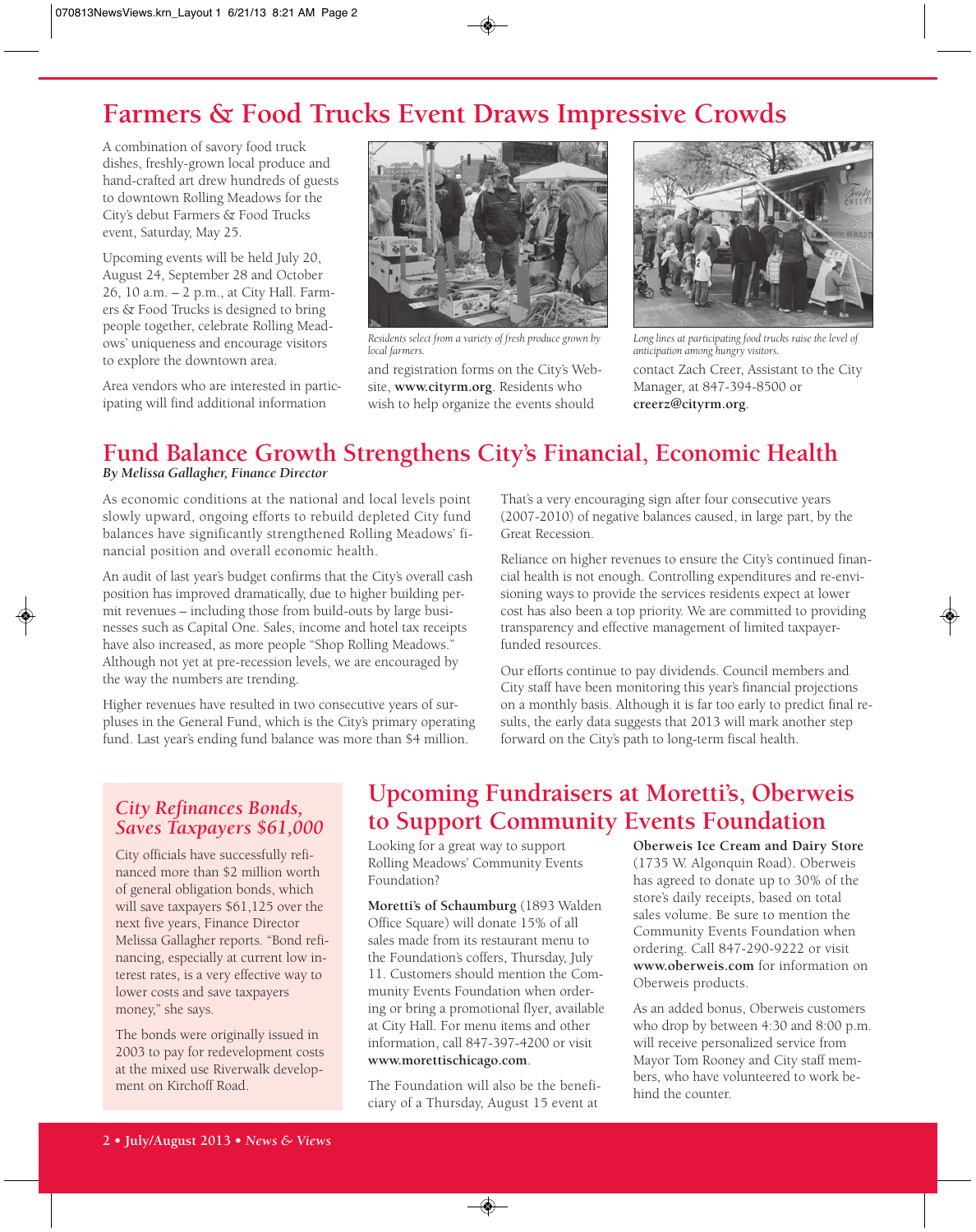# Farmers & Food Trucks Event Draws Impressive Crowds

A combination of savory food truck dishes, freshly-grown local produce and hand-crafted art drew hundreds of guests to downtown Rolling Meadows for the City's debut Farmers & Food Trucks event, Saturday, May 25.

Upcoming events will be held July 20, August 24, September 28 and October 26, 10 a.m. – 2 p.m., at City Hall. Farmers & Food Trucks is designed to bring people together, celebrate Rolling Meadows' uniqueness and encourage visitors to explore the downtown area.

Area vendors who are interested in participating will find additional information and registration forms on the City's Website, **www.cityrm.org**. Residents who wish to help organize the events should contact Zach Creer, Assistant to the City Manager, at 847-394-8500 or **creerz@cityrm.org**.

*Residents select from a variety of fresh produce grown by local farmers.*

*Long lines at participating food trucks raise the level of anticipation among hungry visitors.*

# Fund Balance Growth Strengthens City's Financial, Economic Health

***By Melissa Gallagher, Finance Director***

As economic conditions at the national and local levels point slowly upward, ongoing efforts to rebuild depleted City fund balances have significantly strengthened Rolling Meadows' financial position and overall economic health.

An audit of last year's budget confirms that the City's overall cash position has improved dramatically, due to higher building permit revenues – including those from build-outs by large businesses such as Capital One. Sales, income and hotel tax receipts have also increased, as more people "Shop Rolling Meadows." Although not yet at pre-recession levels, we are encouraged by the way the numbers are trending.

Higher revenues have resulted in two consecutive years of surpluses in the General Fund, which is the City's primary operating fund. Last year's ending fund balance was more than $4 million. That's a very encouraging sign after four consecutive years (2007-2010) of negative balances caused, in large part, by the Great Recession.

Reliance on higher revenues to ensure the City's continued financial health is not enough. Controlling expenditures and re-envisioning ways to provide the services residents expect at lower cost has also been a top priority. We are committed to providing transparency and effective management of limited taxpayer-funded resources.

Our efforts continue to pay dividends. Council members and City staff have been monitoring this year's financial projections on a monthly basis. Although it is far too early to predict final results, the early data suggests that 2013 will mark another step forward on the City's path to long-term fiscal health.

## *City Refinances Bonds, Saves Taxpayers $61,000*

City officials have successfully refinanced more than $2 million worth of general obligation bonds, which will save taxpayers $61,125 over the next five years, Finance Director Melissa Gallagher reports. "Bond refinancing, especially at current low interest rates, is a very effective way to lower costs and save taxpayers money," she says.

The bonds were originally issued in 2003 to pay for redevelopment costs at the mixed use Riverwalk development on Kirchoff Road.

# Upcoming Fundraisers at Moretti's, Oberweis to Support Community Events Foundation

Looking for a great way to support Rolling Meadows' Community Events Foundation?

**Moretti's of Schaumburg** (1893 Walden Office Square) will donate 15% of all sales made from its restaurant menu to the Foundation's coffers, Thursday, July 11. Customers should mention the Community Events Foundation when ordering or bring a promotional flyer, available at City Hall. For menu items and other information, call 847-397-4200 or visit **www.morettischicago.com**.

The Foundation will also be the beneficiary of a Thursday, August 15 event at **Oberweis Ice Cream and Dairy Store** (1735 W. Algonquin Road). Oberweis has agreed to donate up to 30% of the store's daily receipts, based on total sales volume. Be sure to mention the Community Events Foundation when ordering. Call 847-290-9222 or visit **www.oberweis.com** for information on Oberweis products.

As an added bonus, Oberweis customers who drop by between 4:30 and 8:00 p.m. will receive personalized service from Mayor Tom Rooney and City staff members, who have volunteered to work behind the counter.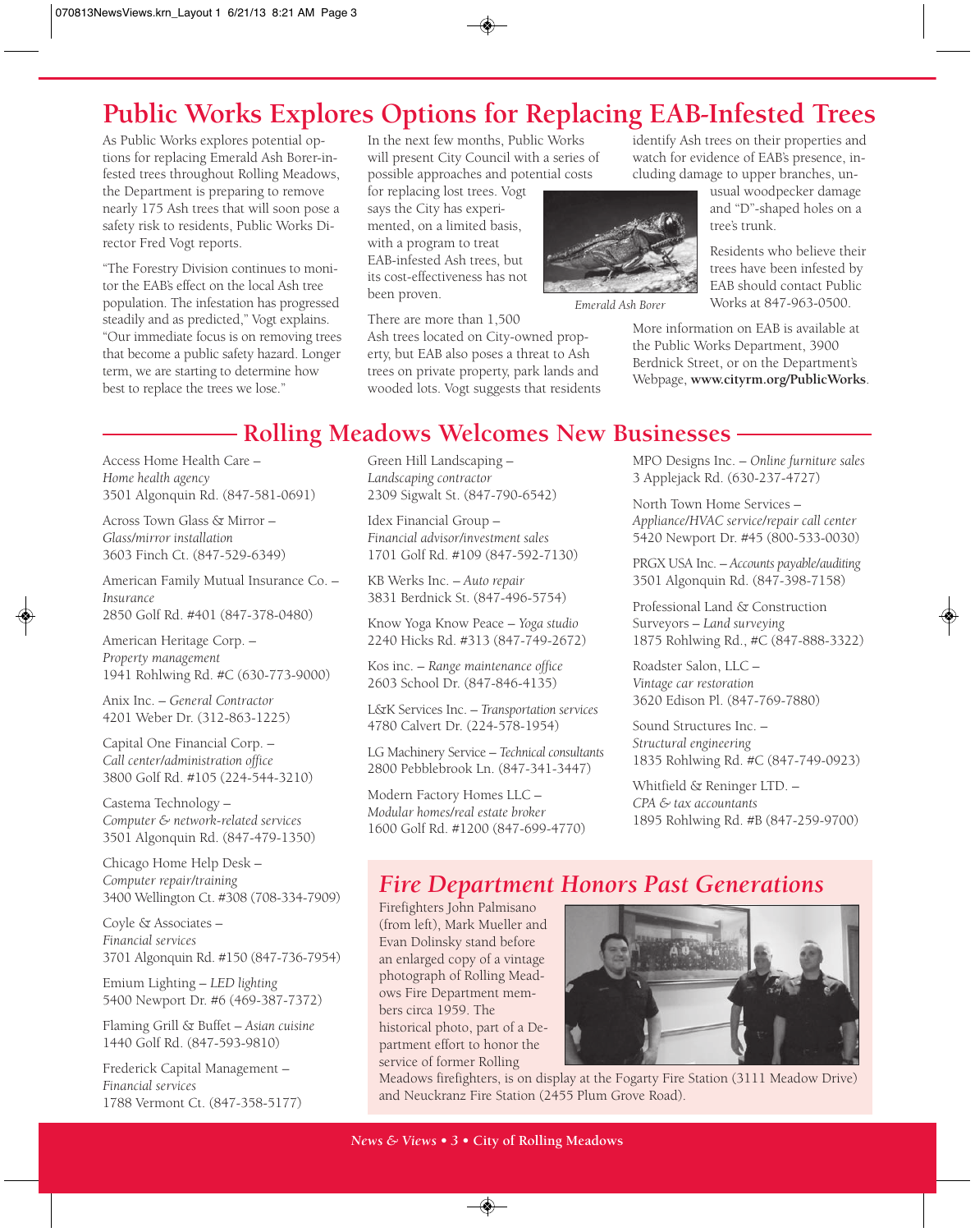# Public Works Explores Options for Replacing EAB-Infested Trees

As Public Works explores potential options for replacing Emerald Ash Borer-infested trees throughout Rolling Meadows, the Department is preparing to remove nearly 175 Ash trees that will soon pose a safety risk to residents, Public Works Director Fred Vogt reports.

"The Forestry Division continues to monitor the EAB's effect on the local Ash tree population. The infestation has progressed steadily and as predicted," Vogt explains. "Our immediate focus is on removing trees that become a public safety hazard. Longer term, we are starting to determine how best to replace the trees we lose."

In the next few months, Public Works will present City Council with a series of possible approaches and potential costs for replacing lost trees. Vogt says the City has experimented, on a limited basis, with a program to treat EAB-infested Ash trees, but its cost-effectiveness has not been proven.

*Emerald Ash Borer*

There are more than 1,500 Ash trees located on City-owned property, but EAB also poses a threat to Ash trees on private property, park lands and wooded lots. Vogt suggests that residents identify Ash trees on their properties and watch for evidence of EAB's presence, including damage to upper branches, unusual woodpecker damage and "D"-shaped holes on a tree's trunk.

Residents who believe their trees have been infested by EAB should contact Public Works at 847-963-0500.

More information on EAB is available at the Public Works Department, 3900 Berdnick Street, or on the Department's Webpage, **www.cityrm.org/PublicWorks**.

## Rolling Meadows Welcomes New Businesses

Access Home Health Care – *Home health agency*
3501 Algonquin Rd. (847-581-0691)

Across Town Glass & Mirror – *Glass/mirror installation*
3603 Finch Ct. (847-529-6349)

American Family Mutual Insurance Co. – *Insurance*
2850 Golf Rd. #401 (847-378-0480)

American Heritage Corp. – *Property management*
1941 Rohlwing Rd. #C (630-773-9000)

Anix Inc. – *General Contractor*
4201 Weber Dr. (312-863-1225)

Capital One Financial Corp. – *Call center/administration office*
3800 Golf Rd. #105 (224-544-3210)

Castema Technology – *Computer & network-related services*
3501 Algonquin Rd. (847-479-1350)

Chicago Home Help Desk – *Computer repair/training*
3400 Wellington Ct. #308 (708-334-7909)

Coyle & Associates – *Financial services*
3701 Algonquin Rd. #150 (847-736-7954)

Emium Lighting – *LED lighting*
5400 Newport Dr. #6 (469-387-7372)

Flaming Grill & Buffet – *Asian cuisine*
1440 Golf Rd. (847-593-9810)

Frederick Capital Management – *Financial services*
1788 Vermont Ct. (847-358-5177)

Green Hill Landscaping – *Landscaping contractor*
2309 Sigwalt St. (847-790-6542)

Idex Financial Group – *Financial advisor/investment sales*
1701 Golf Rd. #109 (847-592-7130)

KB Werks Inc. – *Auto repair*
3831 Berdnick St. (847-496-5754)

Know Yoga Know Peace – *Yoga studio*
2240 Hicks Rd. #313 (847-749-2672)

Kos inc. – *Range maintenance office*
2603 School Dr. (847-846-4135)

L&K Services Inc. – *Transportation services*
4780 Calvert Dr. (224-578-1954)

LG Machinery Service – *Technical consultants*
2800 Pebblebrook Ln. (847-341-3447)

Modern Factory Homes LLC – *Modular homes/real estate broker*
1600 Golf Rd. #1200 (847-699-4770)

MPO Designs Inc. – *Online furniture sales*
3 Applejack Rd. (630-237-4727)

North Town Home Services – *Appliance/HVAC service/repair call center*
5420 Newport Dr. #45 (800-533-0030)

PRGX USA Inc. – *Accounts payable/auditing*
3501 Algonquin Rd. (847-398-7158)

Professional Land & Construction Surveyors – *Land surveying*
1875 Rohlwing Rd., #C (847-888-3322)

Roadster Salon, LLC – *Vintage car restoration*
3620 Edison Pl. (847-769-7880)

Sound Structures Inc. – *Structural engineering*
1835 Rohlwing Rd. #C (847-749-0923)

Whitfield & Reninger LTD. – *CPA & tax accountants*
1895 Rohlwing Rd. #B (847-259-9700)

## *Fire Department Honors Past Generations*

Firefighters John Palmisano (from left), Mark Mueller and Evan Dolinsky stand before an enlarged copy of a vintage photograph of Rolling Meadows Fire Department members circa 1959. The historical photo, part of a Department effort to honor the service of former Rolling Meadows firefighters, is on display at the Fogarty Fire Station (3111 Meadow Drive) and Neuckranz Fire Station (2455 Plum Grove Road).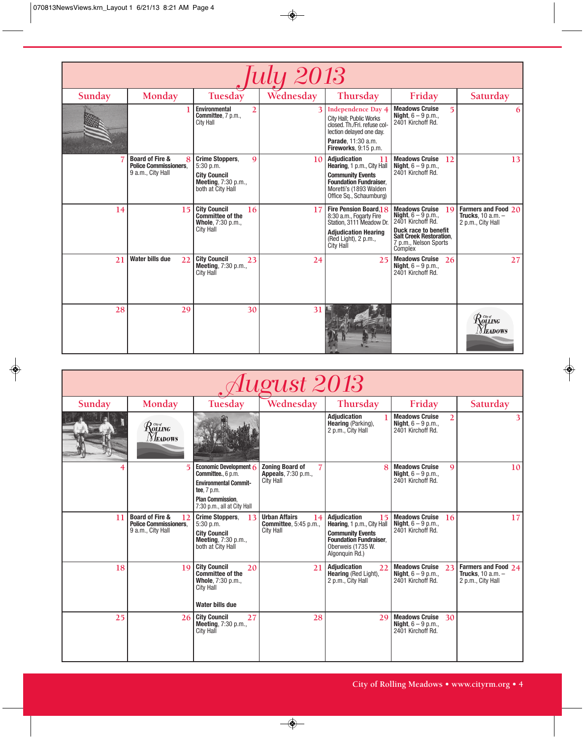# July 2013

| Sunday | Monday | Tuesday | Wednesday | Thursday | Friday | Saturday |
|---|---|---|---|---|---|---|
| | 1 | 2 **Environmental Committee**, 7 p.m., City Hall | 3 | 4 Independence Day City Hall; Public Works closed. Th./Fri. refuse collection delayed one day. **Parade**, 11:30 a.m. **Fireworks**, 9:15 p.m. | 5 **Meadows Cruise Night**, 6 – 9 p.m., 2401 Kirchoff Rd. | 6 |
| 7 | 8 **Board of Fire & Police Commissioners**, 9 a.m., City Hall | 9 **Crime Stoppers**, 5:30 p.m. **City Council Meeting**, 7:30 p.m., both at City Hall | 10 | 11 **Adjudication Hearing**, 1 p.m., City Hall **Community Events Foundation Fundraiser**, Moretti's (1893 Walden Office Sq., Schaumburg) | 12 **Meadows Cruise Night**, 6 – 9 p.m., 2401 Kirchoff Rd. | 13 |
| 14 | 15 | 16 **City Council Committee of the Whole**, 7:30 p.m., City Hall | 17 | 18 **Fire Pension Board**, 8:30 a.m., Fogarty Fire Station, 3111 Meadow Dr. **Adjudication Hearing** (Red Light), 2 p.m., City Hall | 19 **Meadows Cruise Night**, 6 – 9 p.m., 2401 Kirchoff Rd. **Duck race to benefit Salt Creek Restoration**, 7 p.m., Nelson Sports Complex | 20 **Farmers and Food Trucks**, 10 a.m. – 2 p.m., City Hall |
| 21 | 22 **Water bills due** | 23 **City Council Meeting**, 7:30 p.m., City Hall | 24 | 25 | 26 **Meadows Cruise Night**, 6 – 9 p.m., 2401 Kirchoff Rd. | 27 |
| 28 | 29 | 30 | 31 | | | City of Rolling Meadows |

# August 2013

| Sunday | Monday | Tuesday | Wednesday | Thursday | Friday | Saturday |
|---|---|---|---|---|---|---|
| | City of Rolling Meadows | | | 1 **Adjudication Hearing** (Parking), 2 p.m., City Hall | 2 **Meadows Cruise Night**, 6 – 9 p.m., 2401 Kirchoff Rd. | 3 |
| 4 | 5 | 6 **Economic Development Committee**, 6 p.m. **Environmental Committee**, 7 p.m. **Plan Commission**, 7:30 p.m., all at City Hall | 7 **Zoning Board of Appeals**, 7:30 p.m., City Hall | 8 | 9 **Meadows Cruise Night**, 6 – 9 p.m., 2401 Kirchoff Rd. | 10 |
| 11 | 12 **Board of Fire & Police Commissioners**, 9 a.m., City Hall | 13 **Crime Stoppers**, 5:30 p.m. **City Council Meeting**, 7:30 p.m., both at City Hall | 14 **Urban Affairs Committee**, 5:45 p.m., City Hall | 15 **Adjudication Hearing**, 1 p.m., City Hall **Community Events Foundation Fundraiser**, Oberweis (1735 W. Algonquin Rd.) | 16 **Meadows Cruise Night**, 6 – 9 p.m., 2401 Kirchoff Rd. | 17 |
| 18 | 19 | 20 **City Council Committee of the Whole**, 7:30 p.m., City Hall **Water bills due** | 21 | 22 **Adjudication Hearing** (Red Light), 2 p.m., City Hall | 23 **Meadows Cruise Night**, 6 – 9 p.m., 2401 Kirchoff Rd. | 24 **Farmers and Food Trucks**, 10 a.m. – 2 p.m., City Hall |
| 25 | 26 | 27 **City Council Meeting**, 7:30 p.m., City Hall | 28 | 29 | 30 **Meadows Cruise Night**, 6 – 9 p.m., 2401 Kirchoff Rd. | |

City of Rolling Meadows • www.cityrm.org • 4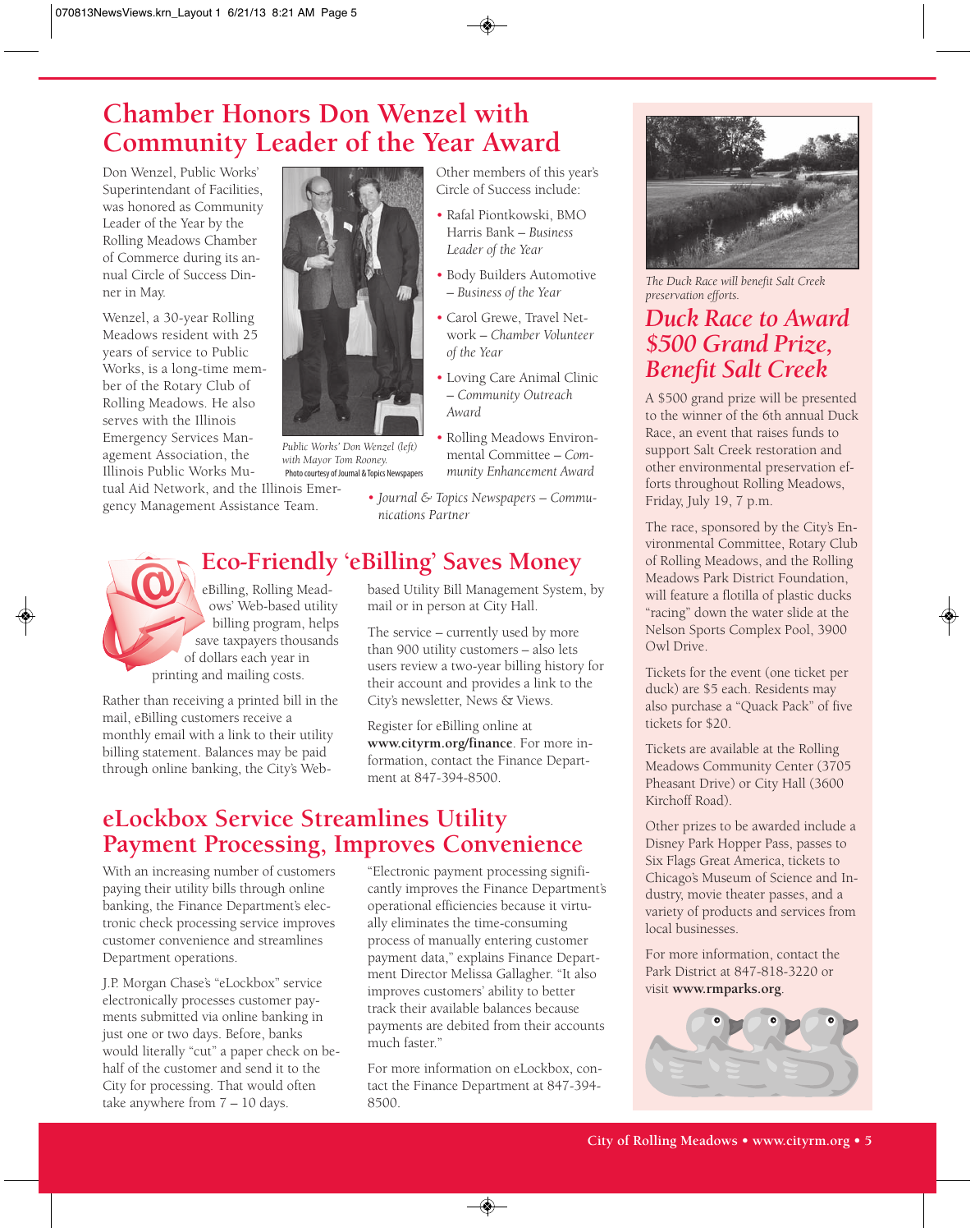# Chamber Honors Don Wenzel with Community Leader of the Year Award

Don Wenzel, Public Works' Superintendant of Facilities, was honored as Community Leader of the Year by the Rolling Meadows Chamber of Commerce during its annual Circle of Success Dinner in May.

Wenzel, a 30-year Rolling Meadows resident with 25 years of service to Public Works, is a long-time member of the Rotary Club of Rolling Meadows. He also serves with the Illinois Emergency Services Management Association, the Illinois Public Works Mutual Aid Network, and the Illinois Emergency Management Assistance Team.

*Public Works' Don Wenzel (left) with Mayor Tom Rooney.*
Photo courtesy of Journal & Topics Newspapers

Other members of this year's Circle of Success include:

- Rafal Piontkowski, BMO Harris Bank – *Business Leader of the Year*
- Body Builders Automotive – *Business of the Year*
- Carol Grewe, Travel Network – *Chamber Volunteer of the Year*
- Loving Care Animal Clinic – *Community Outreach Award*
- Rolling Meadows Environmental Committee – *Community Enhancement Award*
- *Journal & Topics Newspapers – Communications Partner*

## Eco-Friendly 'eBilling' Saves Money

eBilling, Rolling Meadows' Web-based utility billing program, helps save taxpayers thousands of dollars each year in printing and mailing costs.

Rather than receiving a printed bill in the mail, eBilling customers receive a monthly email with a link to their utility billing statement. Balances may be paid through online banking, the City's Web-based Utility Bill Management System, by mail or in person at City Hall.

The service – currently used by more than 900 utility customers – also lets users review a two-year billing history for their account and provides a link to the City's newsletter, News & Views.

Register for eBilling online at **www.cityrm.org/finance**. For more information, contact the Finance Department at 847-394-8500.

## eLockbox Service Streamlines Utility Payment Processing, Improves Convenience

With an increasing number of customers paying their utility bills through online banking, the Finance Department's electronic check processing service improves customer convenience and streamlines Department operations.

J.P. Morgan Chase's "eLockbox" service electronically processes customer payments submitted via online banking in just one or two days. Before, banks would literally "cut" a paper check on behalf of the customer and send it to the City for processing. That would often take anywhere from 7 – 10 days.

"Electronic payment processing significantly improves the Finance Department's operational efficiencies because it virtually eliminates the time-consuming process of manually entering customer payment data," explains Finance Department Director Melissa Gallagher. "It also improves customers' ability to better track their available balances because payments are debited from their accounts much faster."

For more information on eLockbox, contact the Finance Department at 847-394-8500.

*The Duck Race will benefit Salt Creek preservation efforts.*

## *Duck Race to Award $500 Grand Prize, Benefit Salt Creek*

A $500 grand prize will be presented to the winner of the 6th annual Duck Race, an event that raises funds to support Salt Creek restoration and other environmental preservation efforts throughout Rolling Meadows, Friday, July 19, 7 p.m.

The race, sponsored by the City's Environmental Committee, Rotary Club of Rolling Meadows, and the Rolling Meadows Park District Foundation, will feature a flotilla of plastic ducks "racing" down the water slide at the Nelson Sports Complex Pool, 3900 Owl Drive.

Tickets for the event (one ticket per duck) are $5 each. Residents may also purchase a "Quack Pack" of five tickets for $20.

Tickets are available at the Rolling Meadows Community Center (3705 Pheasant Drive) or City Hall (3600 Kirchoff Road).

Other prizes to be awarded include a Disney Park Hopper Pass, passes to Six Flags Great America, tickets to Chicago's Museum of Science and Industry, movie theater passes, and a variety of products and services from local businesses.

For more information, contact the Park District at 847-818-3220 or visit **www.rmparks.org**.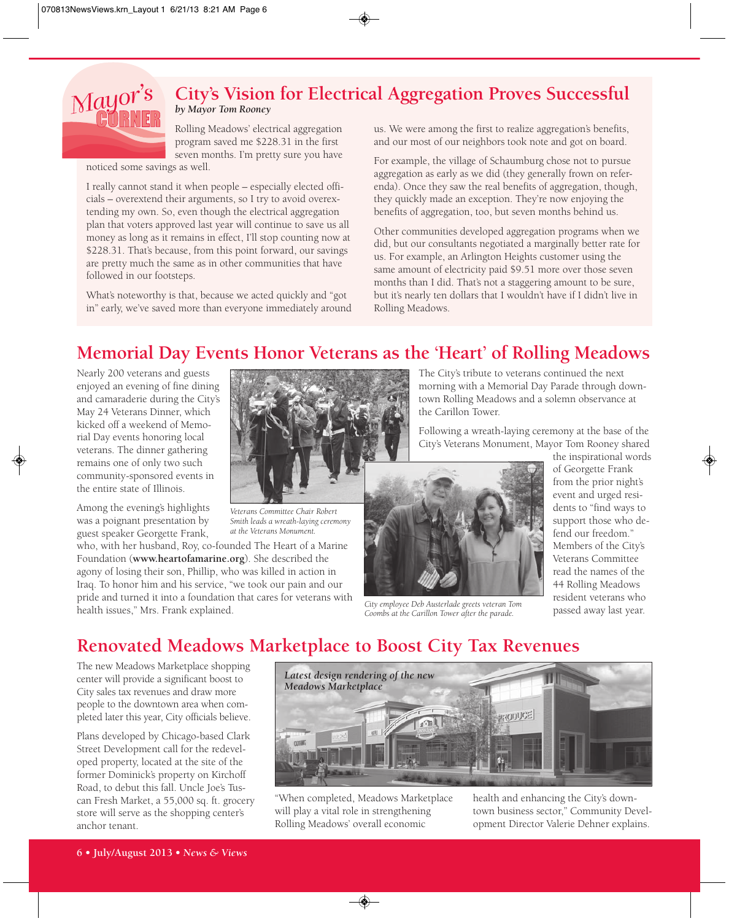Mayor's CORNER

## City's Vision for Electrical Aggregation Proves Successful

*by Mayor Tom Rooney*

Rolling Meadows' electrical aggregation program saved me $228.31 in the first seven months. I'm pretty sure you have noticed some savings as well.

I really cannot stand it when people – especially elected officials – overextend their arguments, so I try to avoid overextending my own. So, even though the electrical aggregation plan that voters approved last year will continue to save us all money as long as it remains in effect, I'll stop counting now at $228.31. That's because, from this point forward, our savings are pretty much the same as in other communities that have followed in our footsteps.

What's noteworthy is that, because we acted quickly and "got in" early, we've saved more than everyone immediately around us. We were among the first to realize aggregation's benefits, and our most of our neighbors took note and got on board.

For example, the village of Schaumburg chose not to pursue aggregation as early as we did (they generally frown on referenda). Once they saw the real benefits of aggregation, though, they quickly made an exception. They're now enjoying the benefits of aggregation, too, but seven months behind us.

Other communities developed aggregation programs when we did, but our consultants negotiated a marginally better rate for us. For example, an Arlington Heights customer using the same amount of electricity paid $9.51 more over those seven months than I did. That's not a staggering amount to be sure, but it's nearly ten dollars that I wouldn't have if I didn't live in Rolling Meadows.

## Memorial Day Events Honor Veterans as the 'Heart' of Rolling Meadows

Nearly 200 veterans and guests enjoyed an evening of fine dining and camaraderie during the City's May 24 Veterans Dinner, which kicked off a weekend of Memorial Day events honoring local veterans. The dinner gathering remains one of only two such community-sponsored events in the entire state of Illinois.

Among the evening's highlights was a poignant presentation by guest speaker Georgette Frank, who, with her husband, Roy, co-founded The Heart of a Marine Foundation (**www.heartofamarine.org**). She described the agony of losing their son, Phillip, who was killed in action in Iraq. To honor him and his service, "we took our pain and our pride and turned it into a foundation that cares for veterans with health issues," Mrs. Frank explained.

*Veterans Committee Chair Robert Smith leads a wreath-laying ceremony at the Veterans Monument.*

The City's tribute to veterans continued the next morning with a Memorial Day Parade through downtown Rolling Meadows and a solemn observance at the Carillon Tower.

Following a wreath-laying ceremony at the base of the City's Veterans Monument, Mayor Tom Rooney shared the inspirational words of Georgette Frank from the prior night's event and urged residents to "find ways to support those who defend our freedom." Members of the City's Veterans Committee read the names of the 44 Rolling Meadows resident veterans who passed away last year.

*City employee Deb Austerlade greets veteran Tom Coombs at the Carillon Tower after the parade.*

## Renovated Meadows Marketplace to Boost City Tax Revenues

The new Meadows Marketplace shopping center will provide a significant boost to City sales tax revenues and draw more people to the downtown area when completed later this year, City officials believe.

Plans developed by Chicago-based Clark Street Development call for the redeveloped property, located at the site of the former Dominick's property on Kirchoff Road, to debut this fall. Uncle Joe's Tuscan Fresh Market, a 55,000 sq. ft. grocery store will serve as the shopping center's anchor tenant.

*Latest design rendering of the new Meadows Marketplace*

"When completed, Meadows Marketplace will play a vital role in strengthening Rolling Meadows' overall economic health and enhancing the City's downtown business sector," Community Development Director Valerie Dehner explains.